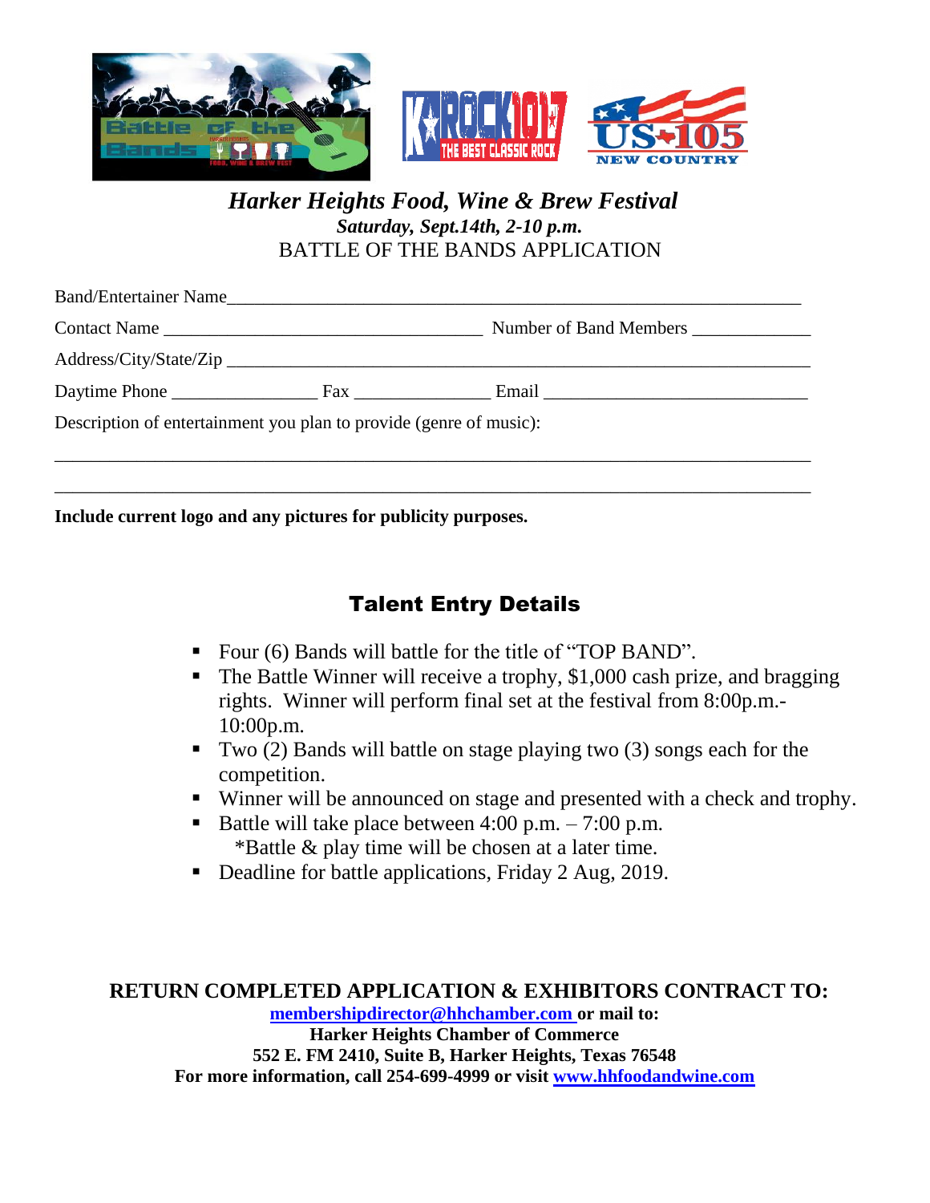# *Harker Heights Food, Wine & Brew Festival*

***Saturday, Sept.14th, 2-10 p.m.***

BATTLE OF THE BANDS APPLICATION

Band/Entertainer Name_______________________________________________________________

Contact Name ___________________________________ Number of Band Members _____________

Address/City/State/Zip _________________________________________________________________

Daytime Phone ________________ Fax _______________ Email _____________________________

Description of entertainment you plan to provide (genre of music):

______________________________________________________________________________________

______________________________________________________________________________________

**Include current logo and any pictures for publicity purposes.**

## Talent Entry Details

- Four (6) Bands will battle for the title of "TOP BAND".
- The Battle Winner will receive a trophy, $1,000 cash prize, and bragging rights. Winner will perform final set at the festival from 8:00p.m.-10:00p.m.
- Two (2) Bands will battle on stage playing two (3) songs each for the competition.
- Winner will be announced on stage and presented with a check and trophy.
- Battle will take place between 4:00 p.m. – 7:00 p.m.
  *Battle & play time will be chosen at a later time.
- Deadline for battle applications, Friday 2 Aug, 2019.

**RETURN COMPLETED APPLICATION & EXHIBITORS CONTRACT TO:**

**membershipdirector@hhchamber.com or mail to:**
**Harker Heights Chamber of Commerce**
**552 E. FM 2410, Suite B, Harker Heights, Texas 76548**
**For more information, call 254-699-4999 or visit www.hhfoodandwine.com**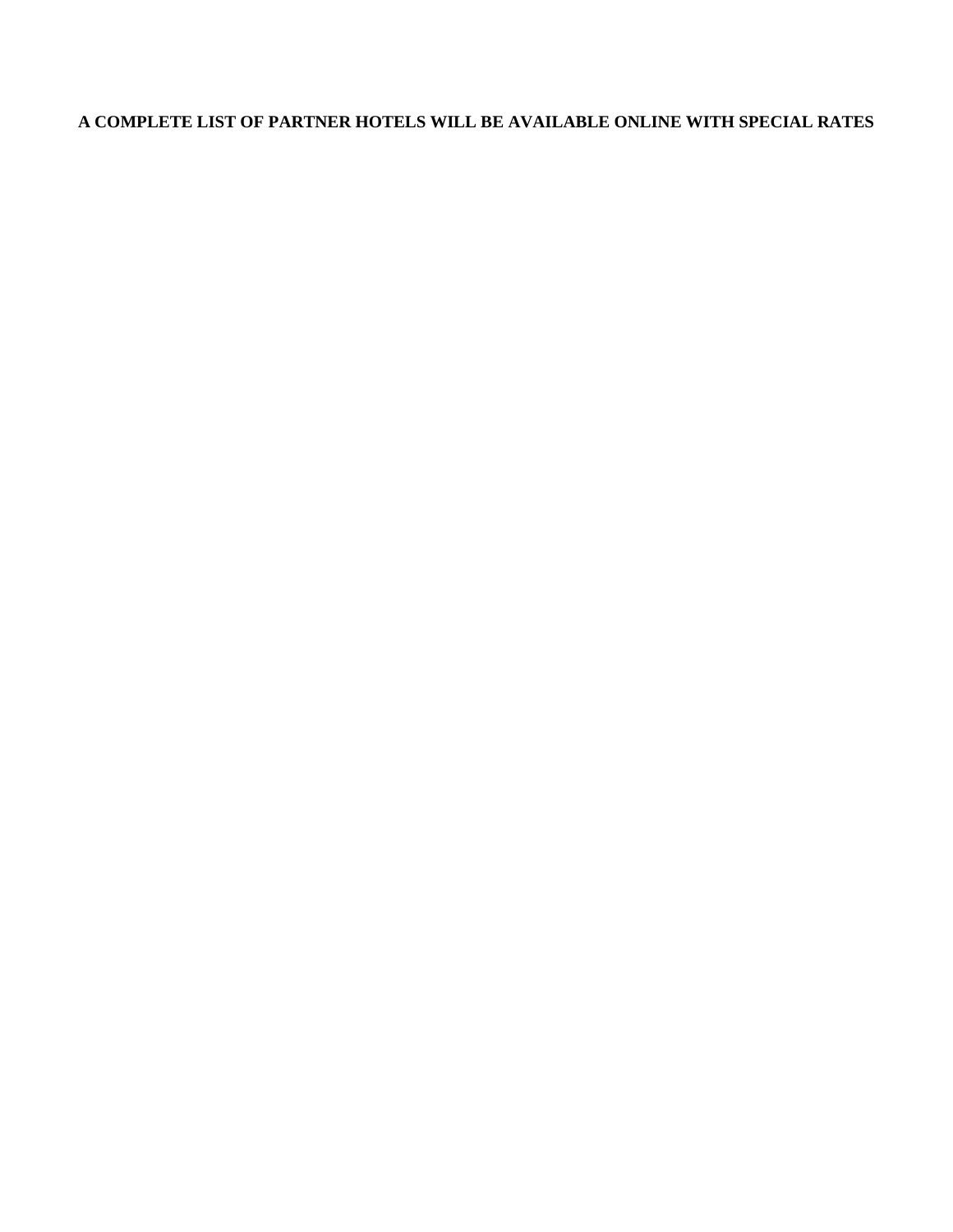**A COMPLETE LIST OF PARTNER HOTELS WILL BE AVAILABLE ONLINE WITH SPECIAL RATES**